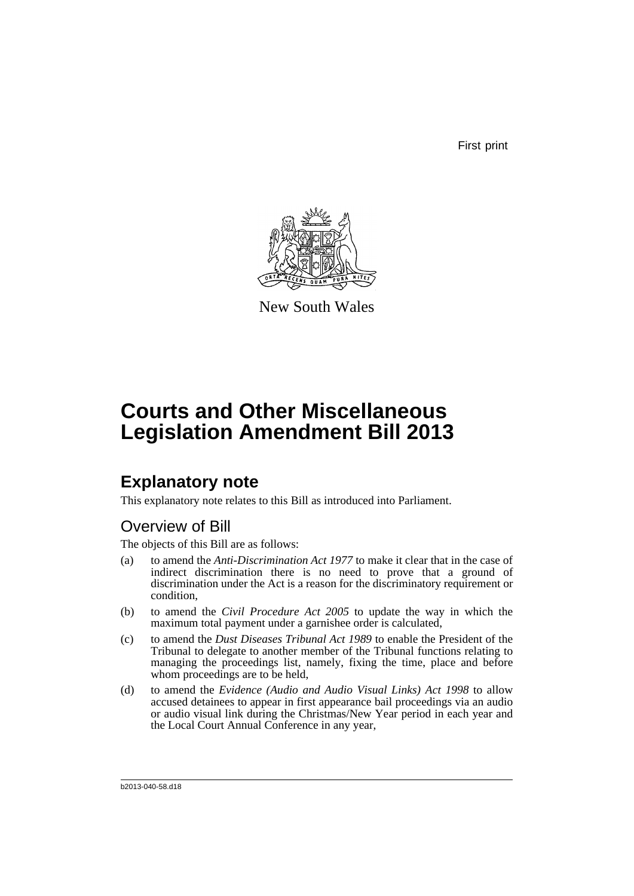First print

New South Wales

# Courts and Other Miscellaneous Legislation Amendment Bill 2013

## Explanatory note

This explanatory note relates to this Bill as introduced into Parliament.

### Overview of Bill

The objects of this Bill are as follows:

(a) to amend the *Anti-Discrimination Act 1977* to make it clear that in the case of indirect discrimination there is no need to prove that a ground of discrimination under the Act is a reason for the discriminatory requirement or condition,

(b) to amend the *Civil Procedure Act 2005* to update the way in which the maximum total payment under a garnishee order is calculated,

(c) to amend the *Dust Diseases Tribunal Act 1989* to enable the President of the Tribunal to delegate to another member of the Tribunal functions relating to managing the proceedings list, namely, fixing the time, place and before whom proceedings are to be held,

(d) to amend the *Evidence (Audio and Audio Visual Links) Act 1998* to allow accused detainees to appear in first appearance bail proceedings via an audio or audio visual link during the Christmas/New Year period in each year and the Local Court Annual Conference in any year,

b2013-040-58.d18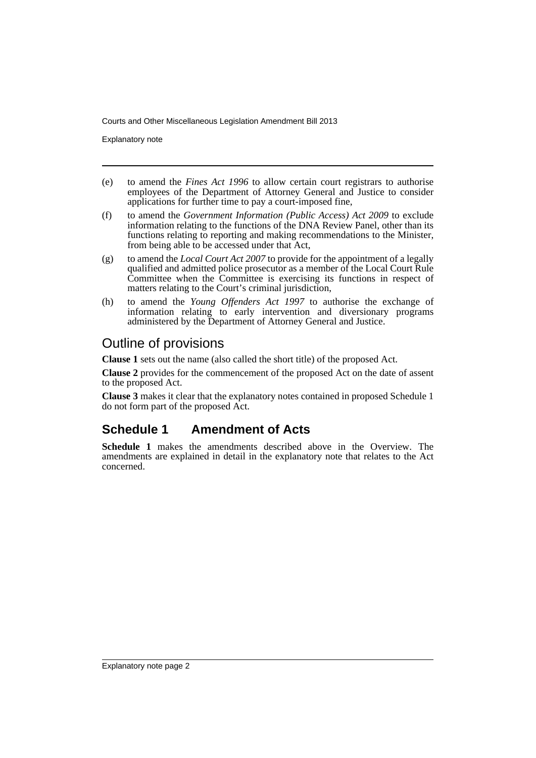(e) to amend the *Fines Act 1996* to allow certain court registrars to authorise employees of the Department of Attorney General and Justice to consider applications for further time to pay a court-imposed fine,

(f) to amend the *Government Information (Public Access) Act 2009* to exclude information relating to the functions of the DNA Review Panel, other than its functions relating to reporting and making recommendations to the Minister, from being able to be accessed under that Act,

(g) to amend the *Local Court Act 2007* to provide for the appointment of a legally qualified and admitted police prosecutor as a member of the Local Court Rule Committee when the Committee is exercising its functions in respect of matters relating to the Court's criminal jurisdiction,

(h) to amend the *Young Offenders Act 1997* to authorise the exchange of information relating to early intervention and diversionary programs administered by the Department of Attorney General and Justice.

## Outline of provisions

**Clause 1** sets out the name (also called the short title) of the proposed Act.

**Clause 2** provides for the commencement of the proposed Act on the date of assent to the proposed Act.

**Clause 3** makes it clear that the explanatory notes contained in proposed Schedule 1 do not form part of the proposed Act.

## Schedule 1 Amendment of Acts

**Schedule 1** makes the amendments described above in the Overview. The amendments are explained in detail in the explanatory note that relates to the Act concerned.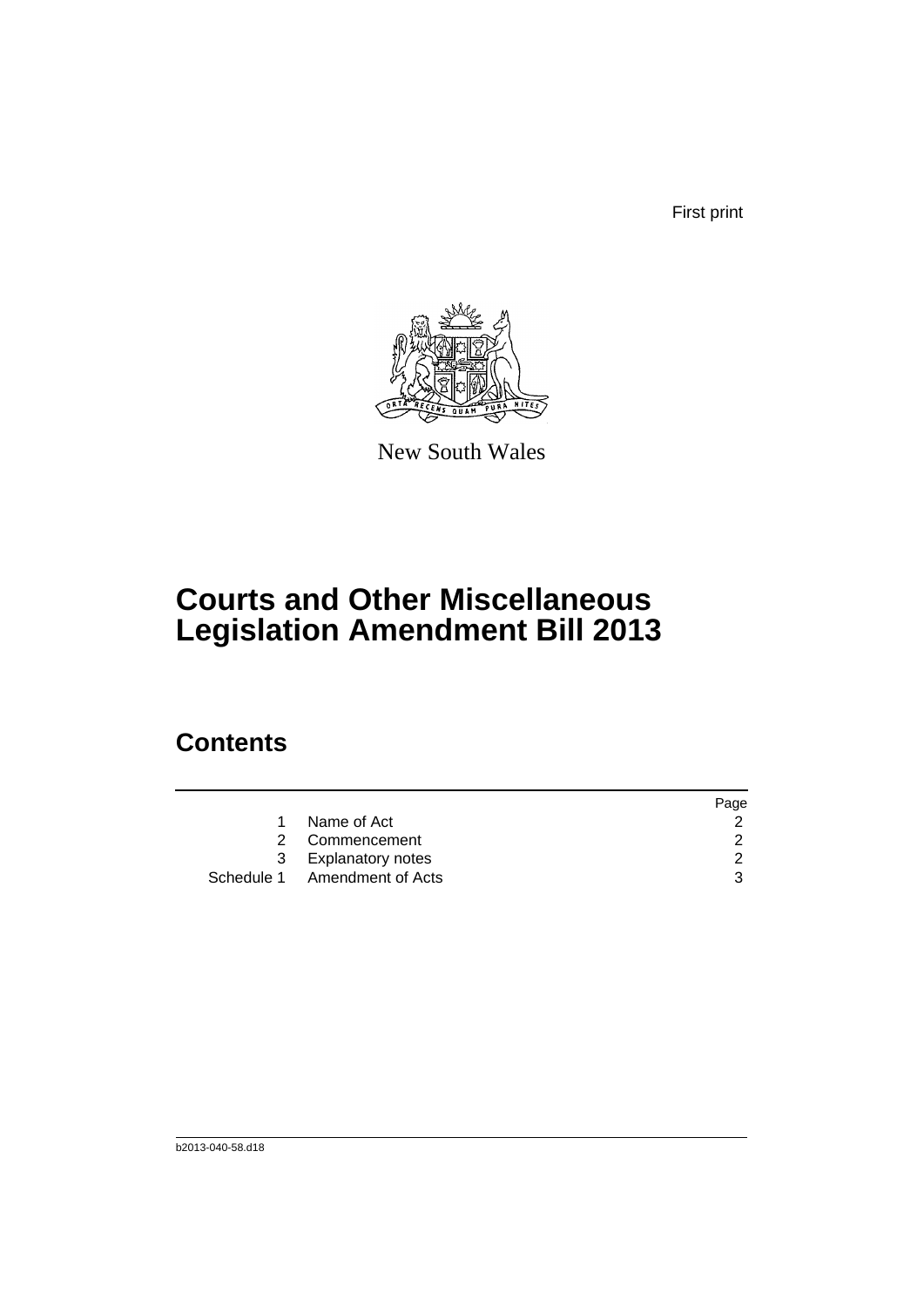First print

New South Wales

# Courts and Other Miscellaneous Legislation Amendment Bill 2013

## Contents

| | | Page |
|---|---|---|
| 1 | Name of Act | 2 |
| 2 | Commencement | 2 |
| 3 | Explanatory notes | 2 |
| Schedule 1 | Amendment of Acts | 3 |

b2013-040-58.d18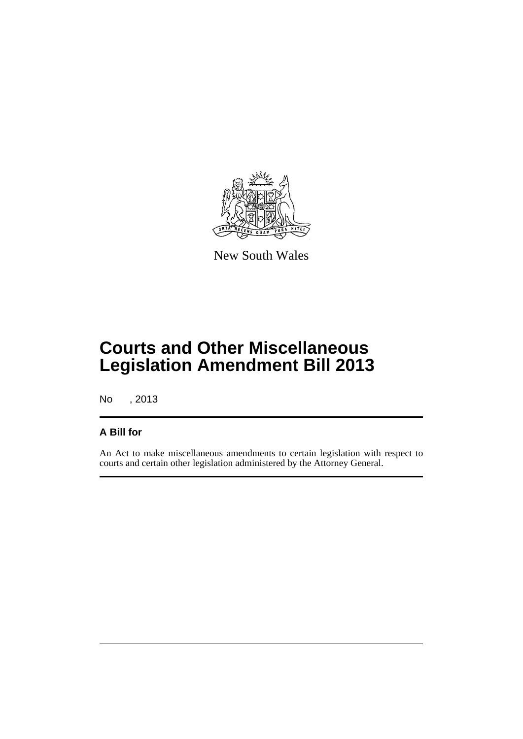New South Wales

# Courts and Other Miscellaneous Legislation Amendment Bill 2013

No , 2013

## A Bill for

An Act to make miscellaneous amendments to certain legislation with respect to courts and certain other legislation administered by the Attorney General.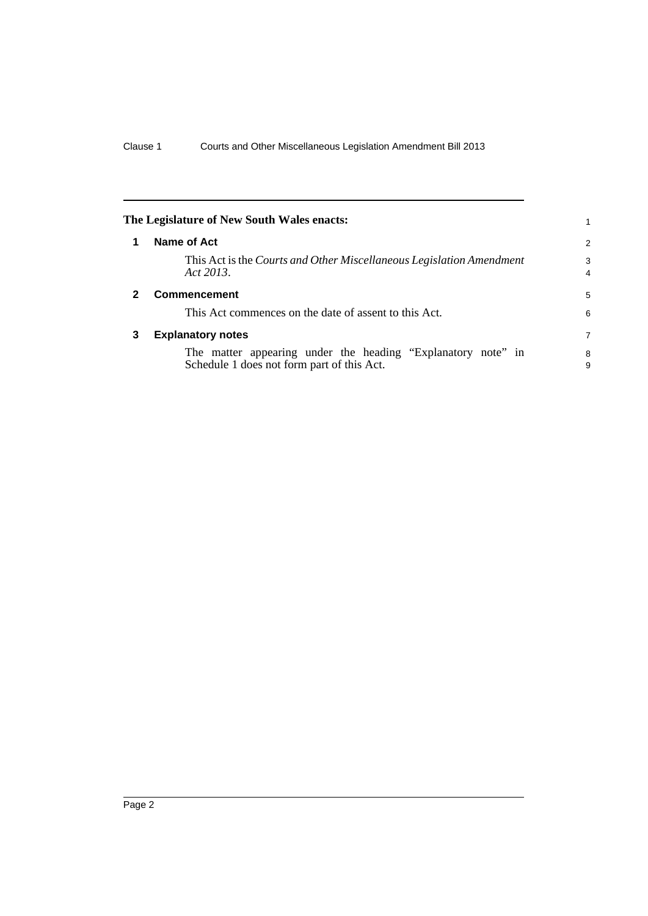**The Legislature of New South Wales enacts:**

## 1 Name of Act

This Act is the *Courts and Other Miscellaneous Legislation Amendment Act 2013*.

## 2 Commencement

This Act commences on the date of assent to this Act.

## 3 Explanatory notes

The matter appearing under the heading "Explanatory note" in Schedule 1 does not form part of this Act.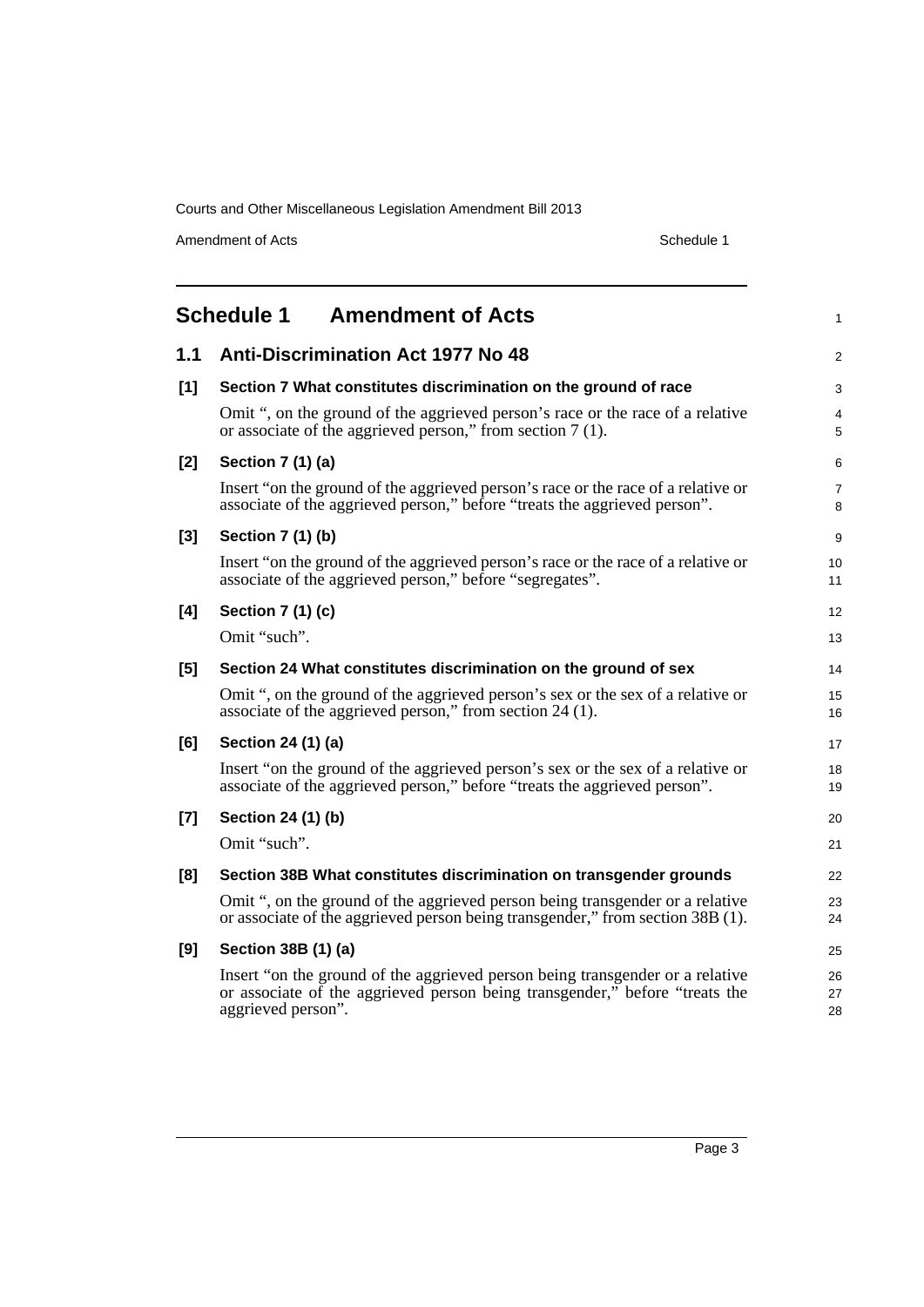# Schedule 1 Amendment of Acts

## 1.1 Anti-Discrimination Act 1977 No 48

**[1] Section 7 What constitutes discrimination on the ground of race**

Omit ", on the ground of the aggrieved person's race or the race of a relative or associate of the aggrieved person," from section 7 (1).

**[2] Section 7 (1) (a)**

Insert "on the ground of the aggrieved person's race or the race of a relative or associate of the aggrieved person," before "treats the aggrieved person".

**[3] Section 7 (1) (b)**

Insert "on the ground of the aggrieved person's race or the race of a relative or associate of the aggrieved person," before "segregates".

**[4] Section 7 (1) (c)**

Omit "such".

**[5] Section 24 What constitutes discrimination on the ground of sex**

Omit ", on the ground of the aggrieved person's sex or the sex of a relative or associate of the aggrieved person," from section 24 (1).

**[6] Section 24 (1) (a)**

Insert "on the ground of the aggrieved person's sex or the sex of a relative or associate of the aggrieved person," before "treats the aggrieved person".

**[7] Section 24 (1) (b)**

Omit "such".

**[8] Section 38B What constitutes discrimination on transgender grounds**

Omit ", on the ground of the aggrieved person being transgender or a relative or associate of the aggrieved person being transgender," from section 38B (1).

**[9] Section 38B (1) (a)**

Insert "on the ground of the aggrieved person being transgender or a relative or associate of the aggrieved person being transgender," before "treats the aggrieved person".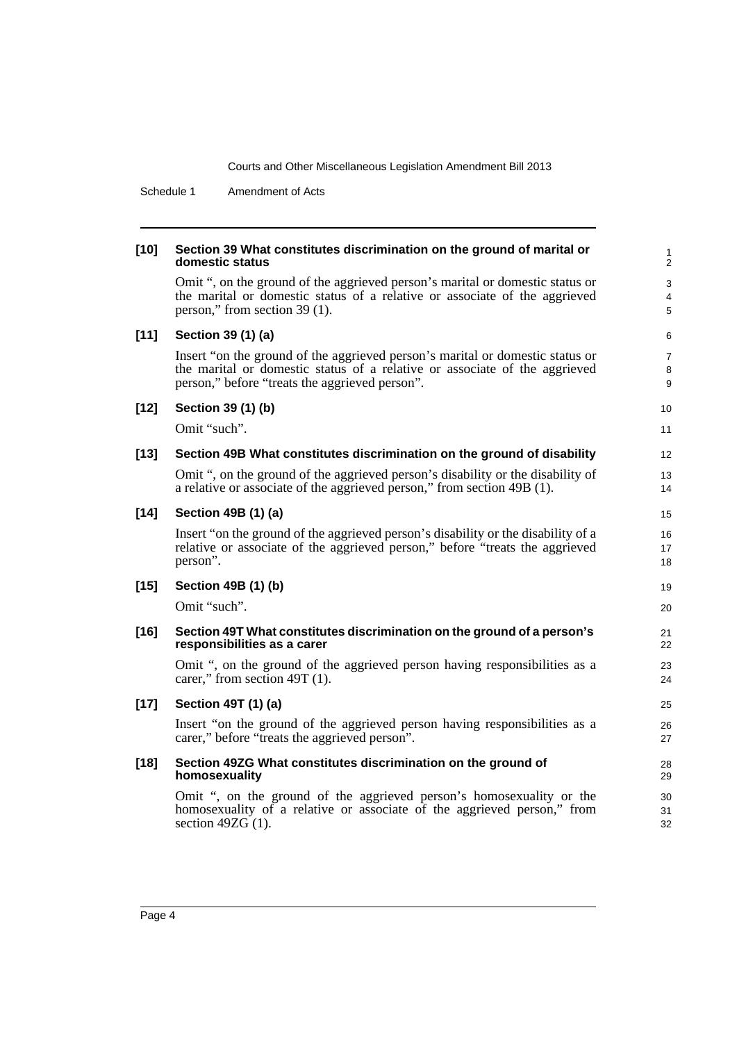**[10] Section 39 What constitutes discrimination on the ground of marital or domestic status**

Omit ", on the ground of the aggrieved person's marital or domestic status or the marital or domestic status of a relative or associate of the aggrieved person," from section 39 (1).

**[11] Section 39 (1) (a)**

Insert "on the ground of the aggrieved person's marital or domestic status or the marital or domestic status of a relative or associate of the aggrieved person," before "treats the aggrieved person".

**[12] Section 39 (1) (b)**

Omit "such".

**[13] Section 49B What constitutes discrimination on the ground of disability**

Omit ", on the ground of the aggrieved person's disability or the disability of a relative or associate of the aggrieved person," from section 49B (1).

**[14] Section 49B (1) (a)**

Insert "on the ground of the aggrieved person's disability or the disability of a relative or associate of the aggrieved person," before "treats the aggrieved person".

**[15] Section 49B (1) (b)**

Omit "such".

**[16] Section 49T What constitutes discrimination on the ground of a person's responsibilities as a carer**

Omit ", on the ground of the aggrieved person having responsibilities as a carer," from section 49T (1).

**[17] Section 49T (1) (a)**

Insert "on the ground of the aggrieved person having responsibilities as a carer," before "treats the aggrieved person".

**[18] Section 49ZG What constitutes discrimination on the ground of homosexuality**

Omit ", on the ground of the aggrieved person's homosexuality or the homosexuality of a relative or associate of the aggrieved person," from section 49ZG (1).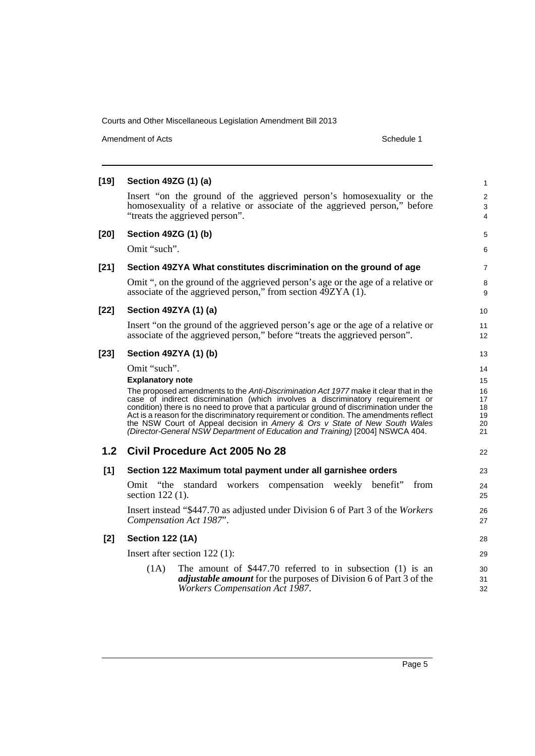**[19] Section 49ZG (1) (a)**

Insert "on the ground of the aggrieved person's homosexuality or the homosexuality of a relative or associate of the aggrieved person," before "treats the aggrieved person".

**[20] Section 49ZG (1) (b)**

Omit "such".

**[21] Section 49ZYA What constitutes discrimination on the ground of age**

Omit ", on the ground of the aggrieved person's age or the age of a relative or associate of the aggrieved person," from section 49ZYA (1).

**[22] Section 49ZYA (1) (a)**

Insert "on the ground of the aggrieved person's age or the age of a relative or associate of the aggrieved person," before "treats the aggrieved person".

**[23] Section 49ZYA (1) (b)**

Omit "such".

**Explanatory note**

The proposed amendments to the *Anti-Discrimination Act 1977* make it clear that in the case of indirect discrimination (which involves a discriminatory requirement or condition) there is no need to prove that a particular ground of discrimination under the Act is a reason for the discriminatory requirement or condition. The amendments reflect the NSW Court of Appeal decision in *Amery & Ors v State of New South Wales (Director-General NSW Department of Education and Training)* [2004] NSWCA 404.

## 1.2 Civil Procedure Act 2005 No 28

**[1] Section 122 Maximum total payment under all garnishee orders**

Omit "the standard workers compensation weekly benefit" from section 122 (1).

Insert instead "$447.70 as adjusted under Division 6 of Part 3 of the *Workers Compensation Act 1987*".

**[2] Section 122 (1A)**

Insert after section 122 (1):

(1A) The amount of $447.70 referred to in subsection (1) is an ***adjustable amount*** for the purposes of Division 6 of Part 3 of the *Workers Compensation Act 1987*.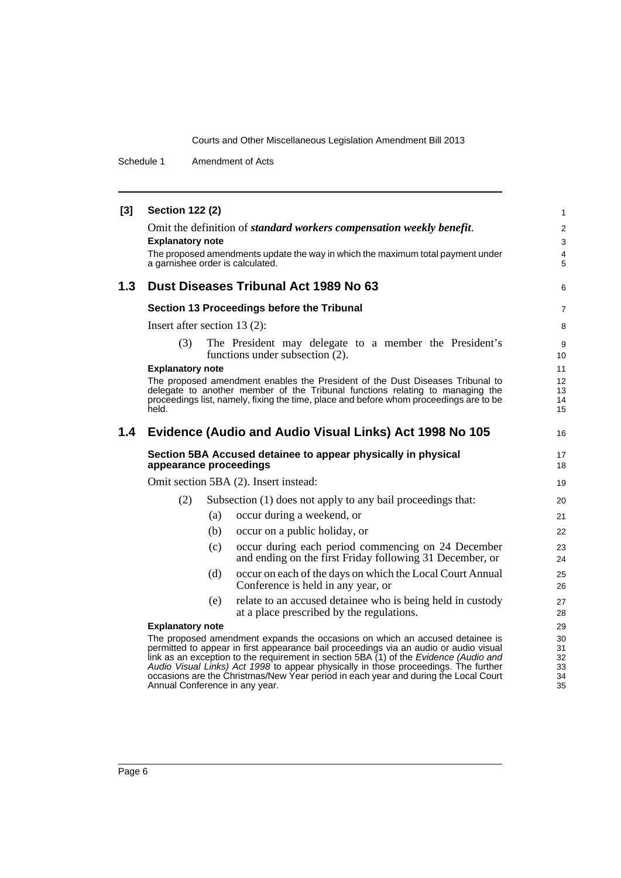**[3] Section 122 (2)**

Omit the definition of ***standard workers compensation weekly benefit***.

**Explanatory note**

The proposed amendments update the way in which the maximum total payment under a garnishee order is calculated.

## 1.3 Dust Diseases Tribunal Act 1989 No 63

### Section 13 Proceedings before the Tribunal

Insert after section 13 (2):

(3) The President may delegate to a member the President's functions under subsection (2).

**Explanatory note**

The proposed amendment enables the President of the Dust Diseases Tribunal to delegate to another member of the Tribunal functions relating to managing the proceedings list, namely, fixing the time, place and before whom proceedings are to be held.

## 1.4 Evidence (Audio and Audio Visual Links) Act 1998 No 105

### Section 5BA Accused detainee to appear physically in physical appearance proceedings

Omit section 5BA (2). Insert instead:

(2) Subsection (1) does not apply to any bail proceedings that:

(a) occur during a weekend, or

(b) occur on a public holiday, or

(c) occur during each period commencing on 24 December and ending on the first Friday following 31 December, or

(d) occur on each of the days on which the Local Court Annual Conference is held in any year, or

(e) relate to an accused detainee who is being held in custody at a place prescribed by the regulations.

**Explanatory note**

The proposed amendment expands the occasions on which an accused detainee is permitted to appear in first appearance bail proceedings via an audio or audio visual link as an exception to the requirement in section 5BA (1) of the *Evidence (Audio and Audio Visual Links) Act 1998* to appear physically in those proceedings. The further occasions are the Christmas/New Year period in each year and during the Local Court Annual Conference in any year.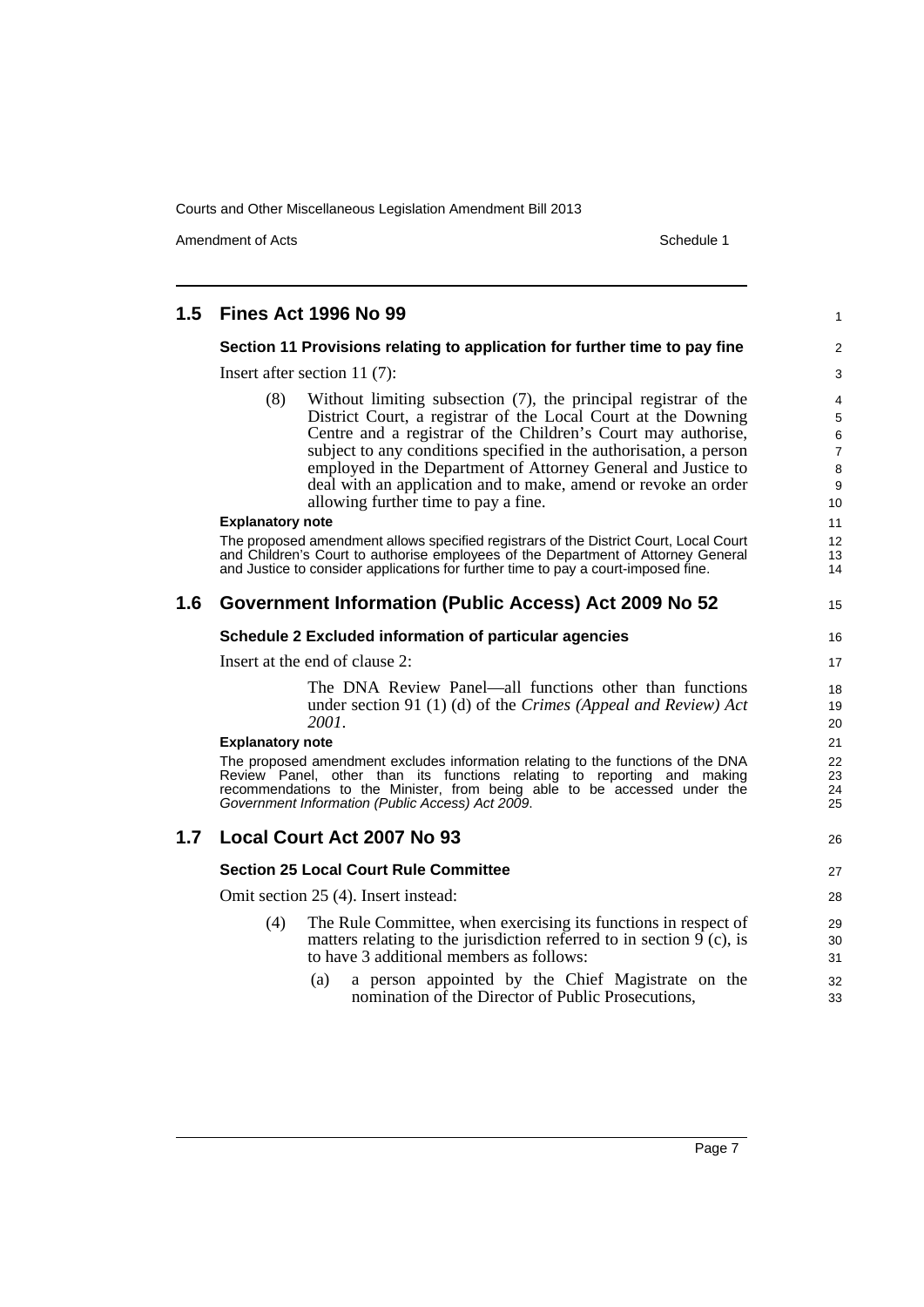## 1.5 Fines Act 1996 No 99

### Section 11 Provisions relating to application for further time to pay fine

Insert after section 11 (7):

(8) Without limiting subsection (7), the principal registrar of the District Court, a registrar of the Local Court at the Downing Centre and a registrar of the Children's Court may authorise, subject to any conditions specified in the authorisation, a person employed in the Department of Attorney General and Justice to deal with an application and to make, amend or revoke an order allowing further time to pay a fine.

**Explanatory note**

The proposed amendment allows specified registrars of the District Court, Local Court and Children's Court to authorise employees of the Department of Attorney General and Justice to consider applications for further time to pay a court-imposed fine.

## 1.6 Government Information (Public Access) Act 2009 No 52

### Schedule 2 Excluded information of particular agencies

Insert at the end of clause 2:

The DNA Review Panel—all functions other than functions under section 91 (1) (d) of the *Crimes (Appeal and Review) Act 2001*.

**Explanatory note**

The proposed amendment excludes information relating to the functions of the DNA Review Panel, other than its functions relating to reporting and making recommendations to the Minister, from being able to be accessed under the *Government Information (Public Access) Act 2009*.

## 1.7 Local Court Act 2007 No 93

### Section 25 Local Court Rule Committee

Omit section 25 (4). Insert instead:

(4) The Rule Committee, when exercising its functions in respect of matters relating to the jurisdiction referred to in section 9 (c), is to have 3 additional members as follows:

(a) a person appointed by the Chief Magistrate on the nomination of the Director of Public Prosecutions,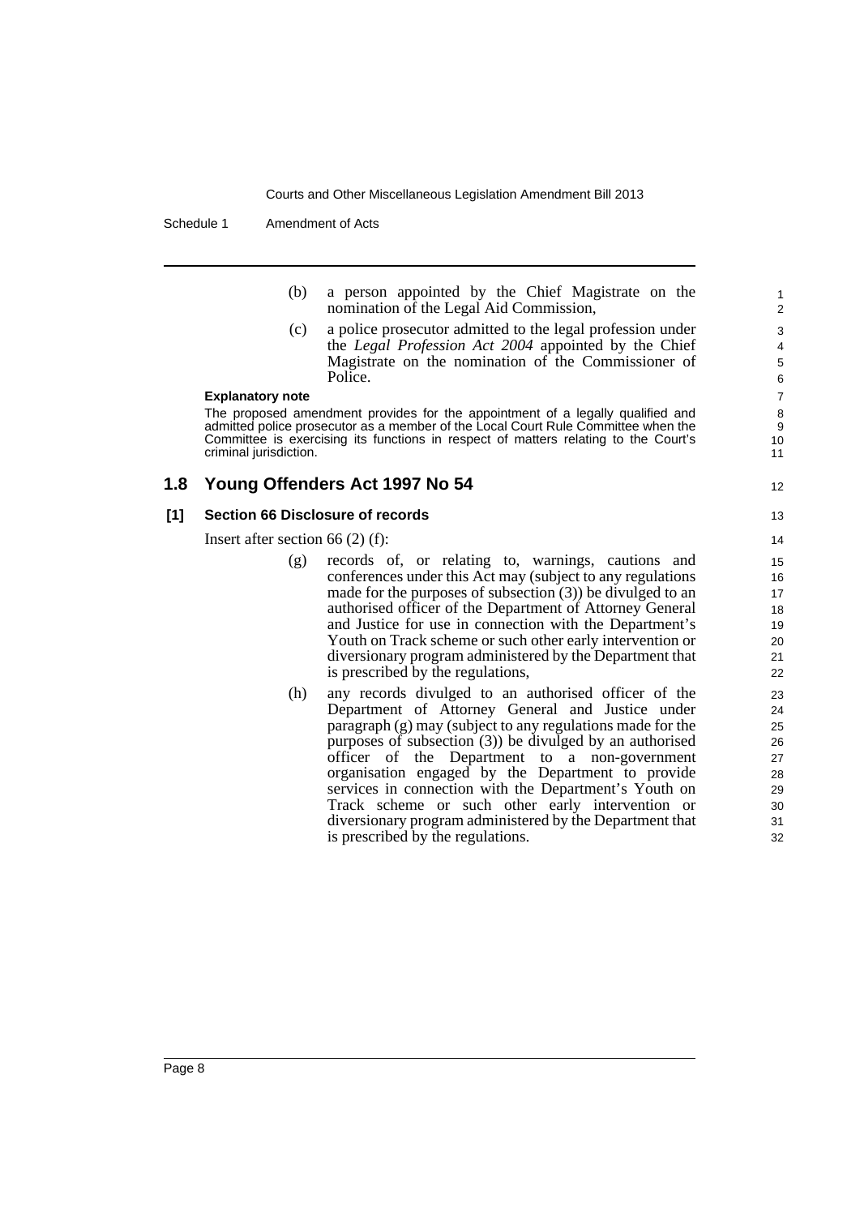(b) a person appointed by the Chief Magistrate on the nomination of the Legal Aid Commission,

(c) a police prosecutor admitted to the legal profession under the *Legal Profession Act 2004* appointed by the Chief Magistrate on the nomination of the Commissioner of Police.

**Explanatory note**

The proposed amendment provides for the appointment of a legally qualified and admitted police prosecutor as a member of the Local Court Rule Committee when the Committee is exercising its functions in respect of matters relating to the Court's criminal jurisdiction.

## 1.8 Young Offenders Act 1997 No 54

### [1] Section 66 Disclosure of records

Insert after section 66 (2) (f):

(g) records of, or relating to, warnings, cautions and conferences under this Act may (subject to any regulations made for the purposes of subsection (3)) be divulged to an authorised officer of the Department of Attorney General and Justice for use in connection with the Department's Youth on Track scheme or such other early intervention or diversionary program administered by the Department that is prescribed by the regulations,

(h) any records divulged to an authorised officer of the Department of Attorney General and Justice under paragraph (g) may (subject to any regulations made for the purposes of subsection (3)) be divulged by an authorised officer of the Department to a non-government organisation engaged by the Department to provide services in connection with the Department's Youth on Track scheme or such other early intervention or diversionary program administered by the Department that is prescribed by the regulations.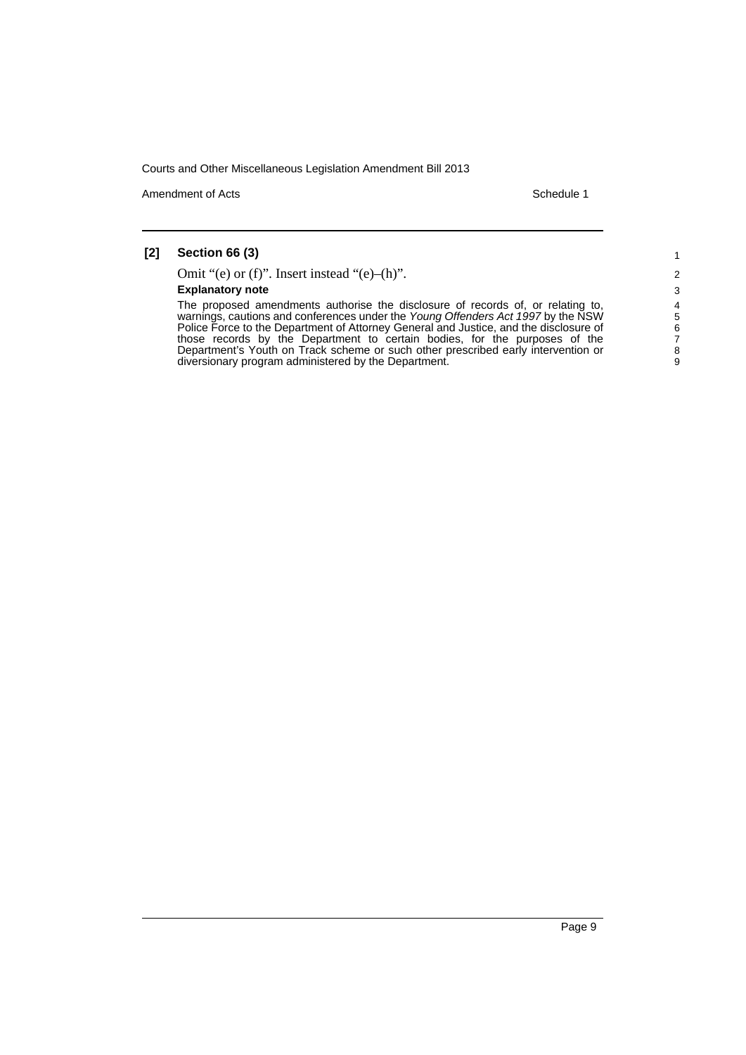**[2] Section 66 (3)**

Omit "(e) or (f)". Insert instead "(e)–(h)".

**Explanatory note**

The proposed amendments authorise the disclosure of records of, or relating to, warnings, cautions and conferences under the *Young Offenders Act 1997* by the NSW Police Force to the Department of Attorney General and Justice, and the disclosure of those records by the Department to certain bodies, for the purposes of the Department's Youth on Track scheme or such other prescribed early intervention or diversionary program administered by the Department.